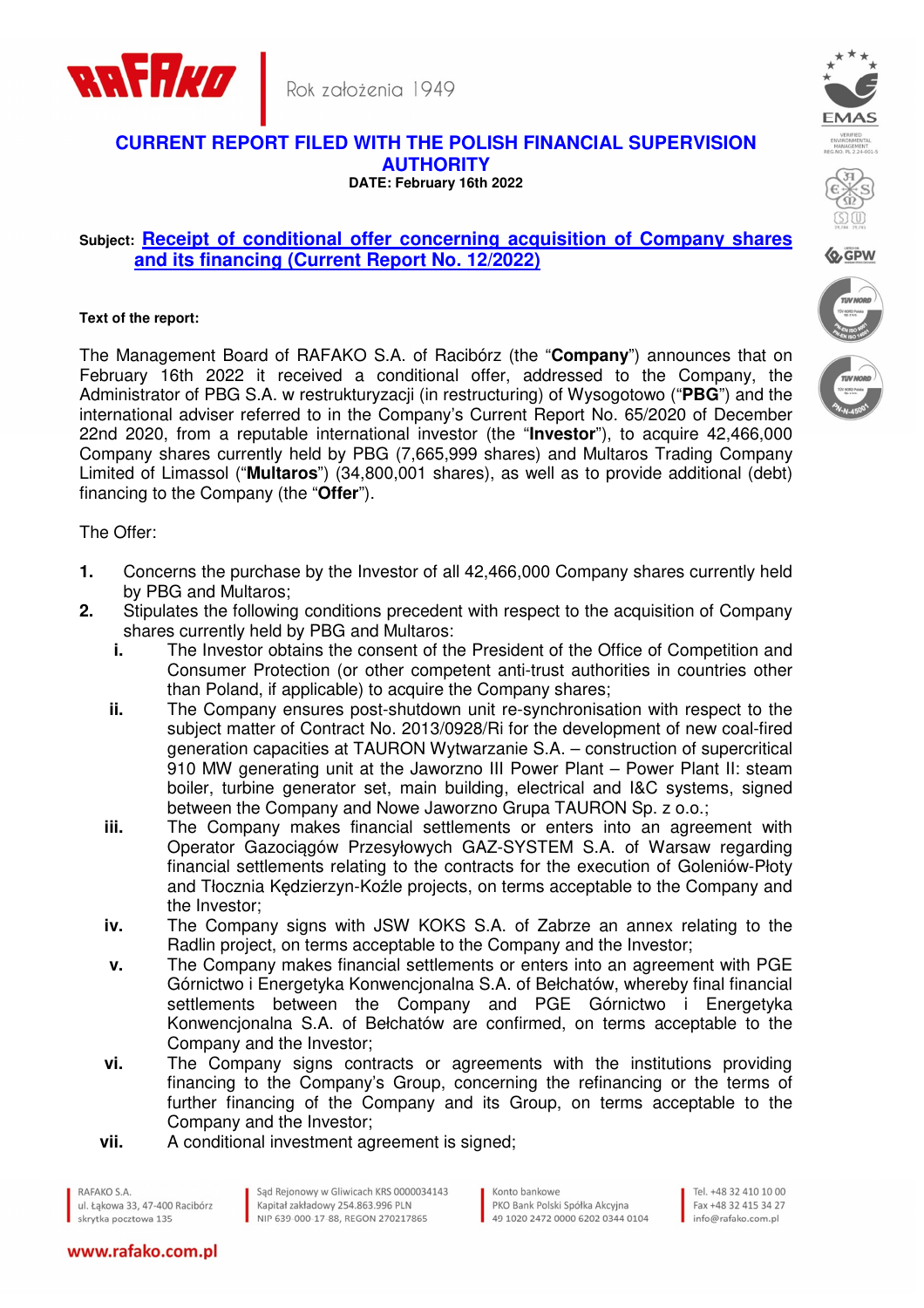RAFAKO | Rok założenia 1949

# CURRENT REPORT FILED WITH THE POLISH FINANCIAL SUPERVISION AUTHORITY

**DATE: February 16th 2022**

**Subject:** **Receipt of conditional offer concerning acquisition of Company shares and its financing (Current Report No. 12/2022)**

**Text of the report:**

The Management Board of RAFAKO S.A. of Racibórz (the "**Company**") announces that on February 16th 2022 it received a conditional offer, addressed to the Company, the Administrator of PBG S.A. w restrukturyzacji (in restructuring) of Wysogotowo ("**PBG**") and the international adviser referred to in the Company's Current Report No. 65/2020 of December 22nd 2020, from a reputable international investor (the "**Investor**"), to acquire 42,466,000 Company shares currently held by PBG (7,665,999 shares) and Multaros Trading Company Limited of Limassol ("**Multaros**") (34,800,001 shares), as well as to provide additional (debt) financing to the Company (the "**Offer**").

The Offer:

1. Concerns the purchase by the Investor of all 42,466,000 Company shares currently held by PBG and Multaros;
2. Stipulates the following conditions precedent with respect to the acquisition of Company shares currently held by PBG and Multaros:
   i. The Investor obtains the consent of the President of the Office of Competition and Consumer Protection (or other competent anti-trust authorities in countries other than Poland, if applicable) to acquire the Company shares;
   ii. The Company ensures post-shutdown unit re-synchronisation with respect to the subject matter of Contract No. 2013/0928/Ri for the development of new coal-fired generation capacities at TAURON Wytwarzanie S.A. – construction of supercritical 910 MW generating unit at the Jaworzno III Power Plant – Power Plant II: steam boiler, turbine generator set, main building, electrical and I&C systems, signed between the Company and Nowe Jaworzno Grupa TAURON Sp. z o.o.;
   iii. The Company makes financial settlements or enters into an agreement with Operator Gazociągów Przesyłowych GAZ-SYSTEM S.A. of Warsaw regarding financial settlements relating to the contracts for the execution of Goleniów-Płoty and Tłocznia Kędzierzyn-Koźle projects, on terms acceptable to the Company and the Investor;
   iv. The Company signs with JSW KOKS S.A. of Zabrze an annex relating to the Radlin project, on terms acceptable to the Company and the Investor;
   v. The Company makes financial settlements or enters into an agreement with PGE Górnictwo i Energetyka Konwencjonalna S.A. of Bełchatów, whereby final financial settlements between the Company and PGE Górnictwo i Energetyka Konwencjonalna S.A. of Bełchatów are confirmed, on terms acceptable to the Company and the Investor;
   vi. The Company signs contracts or agreements with the institutions providing financing to the Company's Group, concerning the refinancing or the terms of further financing of the Company and its Group, on terms acceptable to the Company and the Investor;
   vii. A conditional investment agreement is signed;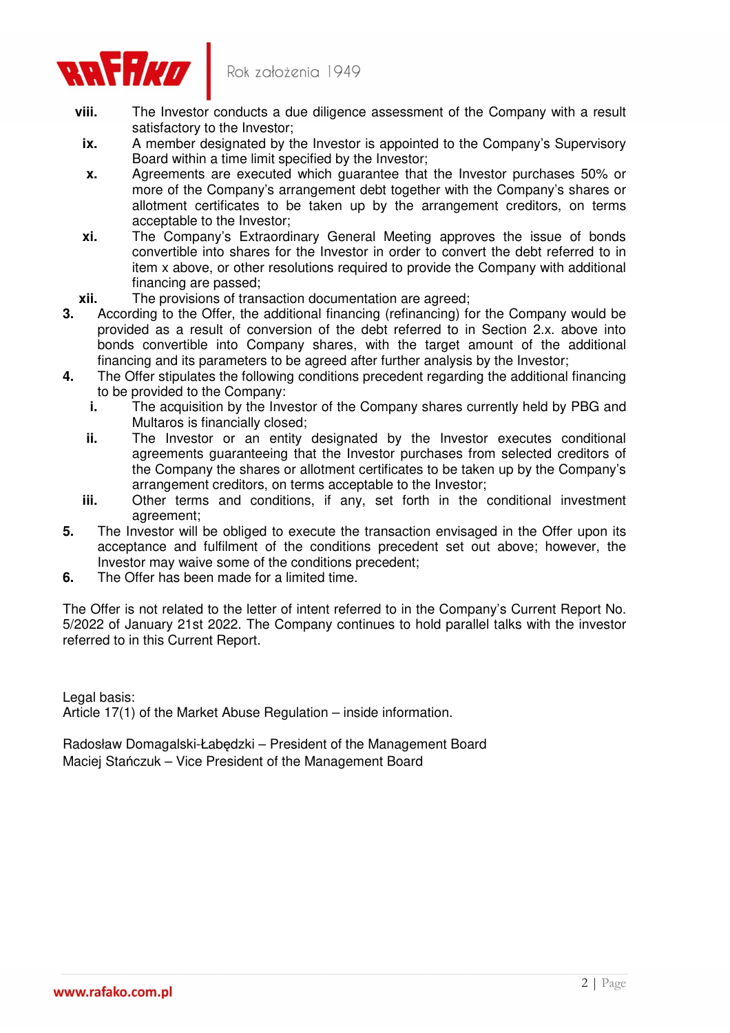viii. The Investor conducts a due diligence assessment of the Company with a result satisfactory to the Investor;

ix. A member designated by the Investor is appointed to the Company's Supervisory Board within a time limit specified by the Investor;

x. Agreements are executed which guarantee that the Investor purchases 50% or more of the Company's arrangement debt together with the Company's shares or allotment certificates to be taken up by the arrangement creditors, on terms acceptable to the Investor;

xi. The Company's Extraordinary General Meeting approves the issue of bonds convertible into shares for the Investor in order to convert the debt referred to in item x above, or other resolutions required to provide the Company with additional financing are passed;

xii. The provisions of transaction documentation are agreed;

3. According to the Offer, the additional financing (refinancing) for the Company would be provided as a result of conversion of the debt referred to in Section 2.x. above into bonds convertible into Company shares, with the target amount of the additional financing and its parameters to be agreed after further analysis by the Investor;

4. The Offer stipulates the following conditions precedent regarding the additional financing to be provided to the Company:

   i. The acquisition by the Investor of the Company shares currently held by PBG and Multaros is financially closed;

   ii. The Investor or an entity designated by the Investor executes conditional agreements guaranteeing that the Investor purchases from selected creditors of the Company the shares or allotment certificates to be taken up by the Company's arrangement creditors, on terms acceptable to the Investor;

   iii. Other terms and conditions, if any, set forth in the conditional investment agreement;

5. The Investor will be obliged to execute the transaction envisaged in the Offer upon its acceptance and fulfilment of the conditions precedent set out above; however, the Investor may waive some of the conditions precedent;

6. The Offer has been made for a limited time.

The Offer is not related to the letter of intent referred to in the Company's Current Report No. 5/2022 of January 21st 2022. The Company continues to hold parallel talks with the investor referred to in this Current Report.

Legal basis:
Article 17(1) of the Market Abuse Regulation – inside information.

Radosław Domagalski-Łabędzki – President of the Management Board
Maciej Stańczuk – Vice President of the Management Board